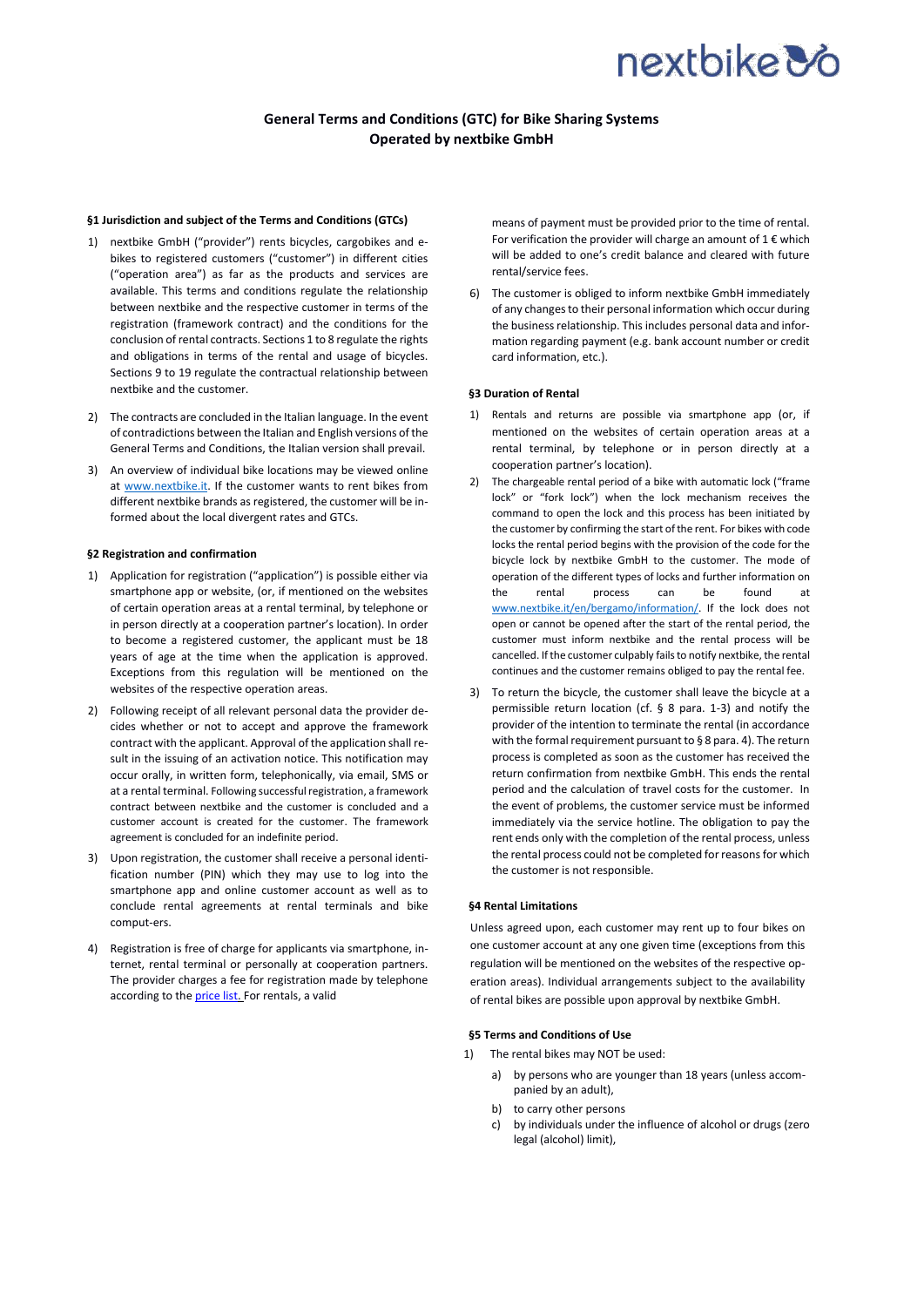# General Terms and Conditions (GTC) for Bike Sharing Systems Operated by nextbike GmbH

### §1 Jurisdiction and subject of the Terms and Conditions (GTCs)

1) nextbike GmbH ("provider") rents bicycles, cargobikes and e-bikes to registered customers ("customer") in different cities ("operation area") as far as the products and services are available. This terms and conditions regulate the relationship between nextbike and the respective customer in terms of the registration (framework contract) and the conditions for the conclusion of rental contracts. Sections 1 to 8 regulate the rights and obligations in terms of the rental and usage of bicycles. Sections 9 to 19 regulate the contractual relationship between nextbike and the customer.

2) The contracts are concluded in the Italian language. In the event of contradictions between the Italian and English versions of the General Terms and Conditions, the Italian version shall prevail.

3) An overview of individual bike locations may be viewed online at [www.nextbike.it](www.nextbike.it). If the customer wants to rent bikes from different nextbike brands as registered, the customer will be informed about the local divergent rates and GTCs.

### §2 Registration and confirmation

1) Application for registration ("application") is possible either via smartphone app or website, (or, if mentioned on the websites of certain operation areas at a rental terminal, by telephone or in person directly at a cooperation partner's location). In order to become a registered customer, the applicant must be 18 years of age at the time when the application is approved. Exceptions from this regulation will be mentioned on the websites of the respective operation areas.

2) Following receipt of all relevant personal data the provider decides whether or not to accept and approve the framework contract with the applicant. Approval of the application shall result in the issuing of an activation notice. This notification may occur orally, in written form, telephonically, via email, SMS or at a rental terminal. Following successful registration, a framework contract between nextbike and the customer is concluded and a customer account is created for the customer. The framework agreement is concluded for an indefinite period.

3) Upon registration, the customer shall receive a personal identification number (PIN) which they may use to log into the smartphone app and online customer account as well as to conclude rental agreements at rental terminals and bike comput-ers.

4) Registration is free of charge for applicants via smartphone, internet, rental terminal or personally at cooperation partners. The provider charges a fee for registration made by telephone according to the [price list.](price list.) For rentals, a valid means of payment must be provided prior to the time of rental. For verification the provider will charge an amount of 1 € which will be added to one's credit balance and cleared with future rental/service fees.

6) The customer is obliged to inform nextbike GmbH immediately of any changes to their personal information which occur during the business relationship. This includes personal data and information regarding payment (e.g. bank account number or credit card information, etc.).

### §3 Duration of Rental

1) Rentals and returns are possible via smartphone app (or, if mentioned on the websites of certain operation areas at a rental terminal, by telephone or in person directly at a cooperation partner's location).

2) The chargeable rental period of a bike with automatic lock ("frame lock" or "fork lock") when the lock mechanism receives the command to open the lock and this process has been initiated by the customer by confirming the start of the rent. For bikes with code locks the rental period begins with the provision of the code for the bicycle lock by nextbike GmbH to the customer. The mode of operation of the different types of locks and further information on the rental process can be found at [www.nextbike.it/en/bergamo/information/](www.nextbike.it/en/bergamo/information/). If the lock does not open or cannot be opened after the start of the rental period, the customer must inform nextbike and the rental process will be cancelled. If the customer culpably fails to notify nextbike, the rental continues and the customer remains obliged to pay the rental fee.

3) To return the bicycle, the customer shall leave the bicycle at a permissible return location (cf. § 8 para. 1-3) and notify the provider of the intention to terminate the rental (in accordance with the formal requirement pursuant to § 8 para. 4). The return process is completed as soon as the customer has received the return confirmation from nextbike GmbH. This ends the rental period and the calculation of travel costs for the customer. In the event of problems, the customer service must be informed immediately via the service hotline. The obligation to pay the rent ends only with the completion of the rental process, unless the rental process could not be completed for reasons for which the customer is not responsible.

### §4 Rental Limitations

Unless agreed upon, each customer may rent up to four bikes on one customer account at any one given time (exceptions from this regulation will be mentioned on the websites of the respective operation areas). Individual arrangements subject to the availability of rental bikes are possible upon approval by nextbike GmbH.

### §5 Terms and Conditions of Use

1) The rental bikes may NOT be used:

   a) by persons who are younger than 18 years (unless accompanied by an adult),

   b) to carry other persons

   c) by individuals under the influence of alcohol or drugs (zero legal (alcohol) limit),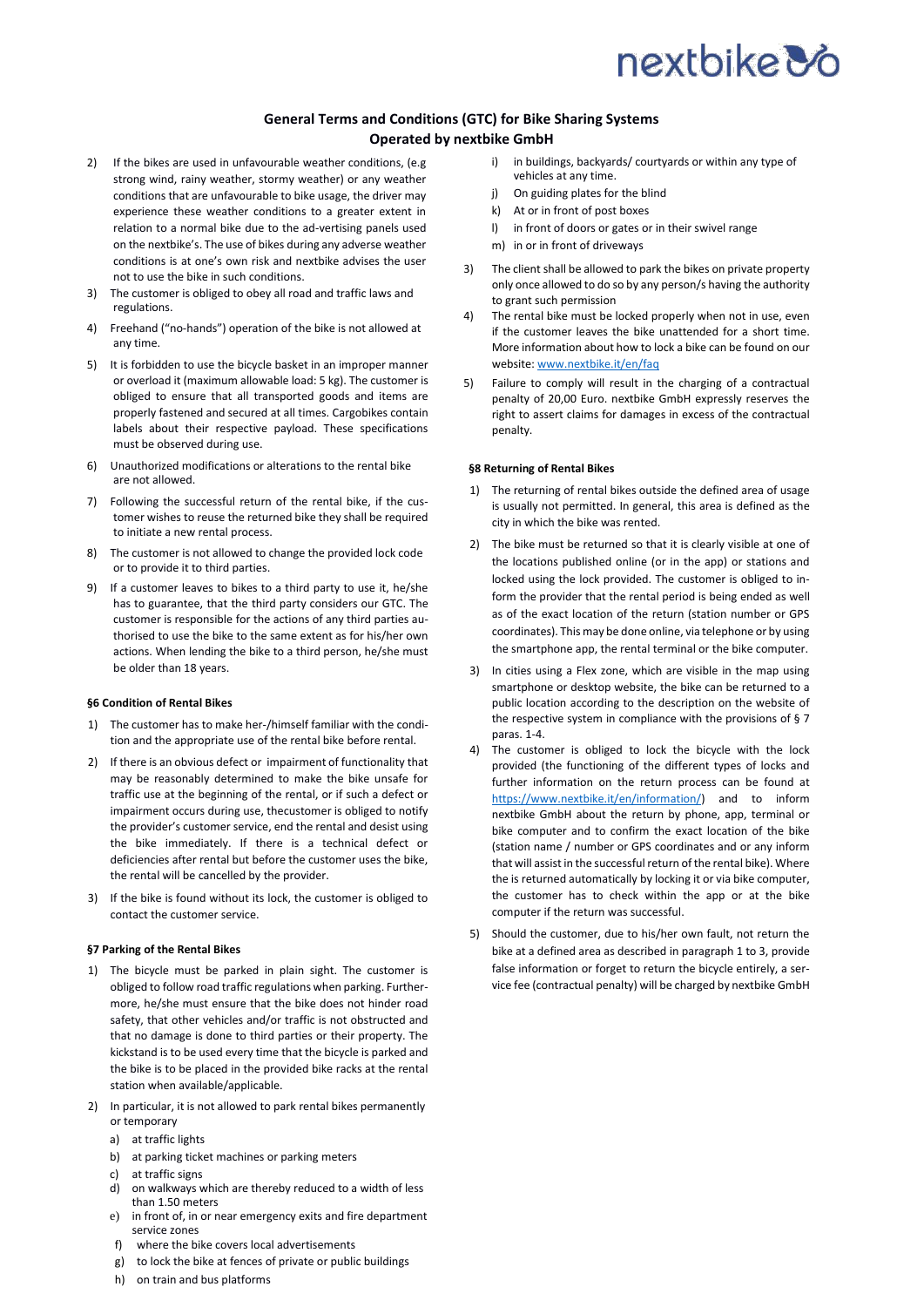## General Terms and Conditions (GTC) for Bike Sharing Systems Operated by nextbike GmbH

2) If the bikes are used in unfavourable weather conditions, (e.g strong wind, rainy weather, stormy weather) or any weather conditions that are unfavourable to bike usage, the driver may experience these weather conditions to a greater extent in relation to a normal bike due to the ad-vertising panels used on the nextbike's. The use of bikes during any adverse weather conditions is at one's own risk and nextbike advises the user not to use the bike in such conditions.
3) The customer is obliged to obey all road and traffic laws and regulations.
4) Freehand ("no-hands") operation of the bike is not allowed at any time.
5) It is forbidden to use the bicycle basket in an improper manner or overload it (maximum allowable load: 5 kg). The customer is obliged to ensure that all transported goods and items are properly fastened and secured at all times. Cargobikes contain labels about their respective payload. These specifications must be observed during use.
6) Unauthorized modifications or alterations to the rental bike are not allowed.
7) Following the successful return of the rental bike, if the customer wishes to reuse the returned bike they shall be required to initiate a new rental process.
8) The customer is not allowed to change the provided lock code or to provide it to third parties.
9) If a customer leaves to bikes to a third party to use it, he/she has to guarantee, that the third party considers our GTC. The customer is responsible for the actions of any third parties authorised to use the bike to the same extent as for his/her own actions. When lending the bike to a third person, he/she must be older than 18 years.

#### §6 Condition of Rental Bikes

1) The customer has to make her-/himself familiar with the condition and the appropriate use of the rental bike before rental.
2) If there is an obvious defect or impairment of functionality that may be reasonably determined to make the bike unsafe for traffic use at the beginning of the rental, or if such a defect or impairment occurs during use, thecustomer is obliged to notify the provider's customer service, end the rental and desist using the bike immediately. If there is a technical defect or deficiencies after rental but before the customer uses the bike, the rental will be cancelled by the provider.
3) If the bike is found without its lock, the customer is obliged to contact the customer service.

#### §7 Parking of the Rental Bikes

1) The bicycle must be parked in plain sight. The customer is obliged to follow road traffic regulations when parking. Furthermore, he/she must ensure that the bike does not hinder road safety, that other vehicles and/or traffic is not obstructed and that no damage is done to third parties or their property. The kickstand is to be used every time that the bicycle is parked and the bike is to be placed in the provided bike racks at the rental station when available/applicable.
2) In particular, it is not allowed to park rental bikes permanently or temporary
   a) at traffic lights
   b) at parking ticket machines or parking meters
   c) at traffic signs
   d) on walkways which are thereby reduced to a width of less than 1.50 meters
   e) in front of, in or near emergency exits and fire department service zones
   f) where the bike covers local advertisements
   g) to lock the bike at fences of private or public buildings
   h) on train and bus platforms
   i) in buildings, backyards/ courtyards or within any type of vehicles at any time.
   j) On guiding plates for the blind
   k) At or in front of post boxes
   l) in front of doors or gates or in their swivel range
   m) in or in front of driveways
3) The client shall be allowed to park the bikes on private property only once allowed to do so by any person/s having the authority to grant such permission
4) The rental bike must be locked properly when not in use, even if the customer leaves the bike unattended for a short time. More information about how to lock a bike can be found on our website: www.nextbike.it/en/faq
5) Failure to comply will result in the charging of a contractual penalty of 20,00 Euro. nextbike GmbH expressly reserves the right to assert claims for damages in excess of the contractual penalty.

#### §8 Returning of Rental Bikes

1) The returning of rental bikes outside the defined area of usage is usually not permitted. In general, this area is defined as the city in which the bike was rented.
2) The bike must be returned so that it is clearly visible at one of the locations published online (or in the app) or stations and locked using the lock provided. The customer is obliged to inform the provider that the rental period is being ended as well as of the exact location of the return (station number or GPS coordinates). This may be done online, via telephone or by using the smartphone app, the rental terminal or the bike computer.
3) In cities using a Flex zone, which are visible in the map using smartphone or desktop website, the bike can be returned to a public location according to the description on the website of the respective system in compliance with the provisions of § 7 paras. 1-4.
4) The customer is obliged to lock the bicycle with the lock provided (the functioning of the different types of locks and further information on the return process can be found at https://www.nextbike.it/en/information/) and to inform nextbike GmbH about the return by phone, app, terminal or bike computer and to confirm the exact location of the bike (station name / number or GPS coordinates and or any inform that will assist in the successful return of the rental bike). Where the is returned automatically by locking it or via bike computer, the customer has to check within the app or at the bike computer if the return was successful.
5) Should the customer, due to his/her own fault, not return the bike at a defined area as described in paragraph 1 to 3, provide false information or forget to return the bicycle entirely, a service fee (contractual penalty) will be charged by nextbike GmbH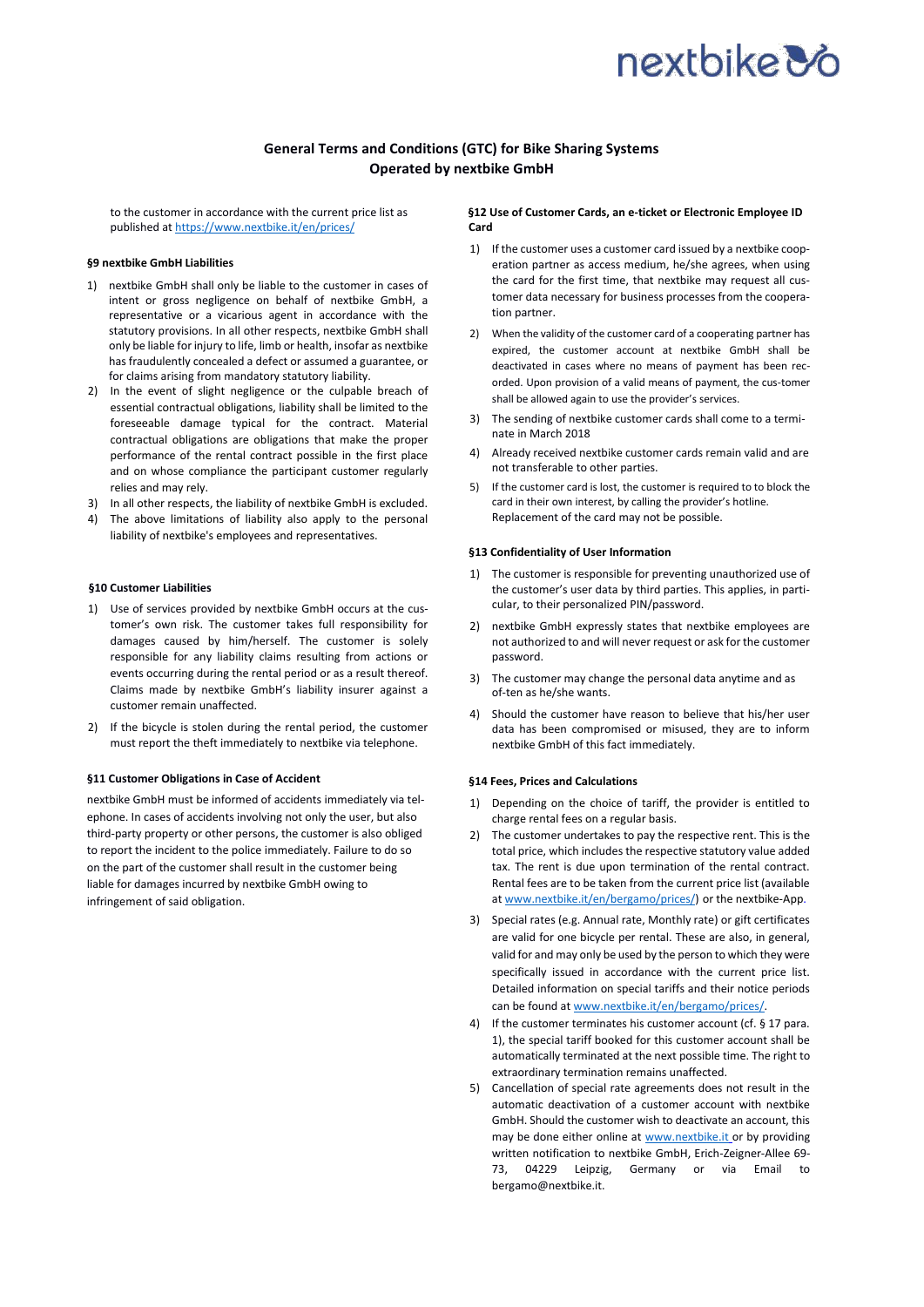to the customer in accordance with the current price list as published at https://www.nextbike.it/en/prices/

### §9 nextbike GmbH Liabilities

1) nextbike GmbH shall only be liable to the customer in cases of intent or gross negligence on behalf of nextbike GmbH, a representative or a vicarious agent in accordance with the statutory provisions. In all other respects, nextbike GmbH shall only be liable for injury to life, limb or health, insofar as nextbike has fraudulently concealed a defect or assumed a guarantee, or for claims arising from mandatory statutory liability.
2) In the event of slight negligence or the culpable breach of essential contractual obligations, liability shall be limited to the foreseeable damage typical for the contract. Material contractual obligations are obligations that make the proper performance of the rental contract possible in the first place and on whose compliance the participant customer regularly relies and may rely.
3) In all other respects, the liability of nextbike GmbH is excluded.
4) The above limitations of liability also apply to the personal liability of nextbike's employees and representatives.

### §10 Customer Liabilities

1) Use of services provided by nextbike GmbH occurs at the customer's own risk. The customer takes full responsibility for damages caused by him/herself. The customer is solely responsible for any liability claims resulting from actions or events occurring during the rental period or as a result thereof. Claims made by nextbike GmbH's liability insurer against a customer remain unaffected.
2) If the bicycle is stolen during the rental period, the customer must report the theft immediately to nextbike via telephone.

### §11 Customer Obligations in Case of Accident

nextbike GmbH must be informed of accidents immediately via telephone. In cases of accidents involving not only the user, but also third-party property or other persons, the customer is also obliged to report the incident to the police immediately. Failure to do so on the part of the customer shall result in the customer being liable for damages incurred by nextbike GmbH owing to infringement of said obligation.

### §12 Use of Customer Cards, an e-ticket or Electronic Employee ID Card

1) If the customer uses a customer card issued by a nextbike cooperation partner as access medium, he/she agrees, when using the card for the first time, that nextbike may request all customer data necessary for business processes from the cooperation partner.
2) When the validity of the customer card of a cooperating partner has expired, the customer account at nextbike GmbH shall be deactivated in cases where no means of payment has been recorded. Upon provision of a valid means of payment, the cus-tomer shall be allowed again to use the provider's services.
3) The sending of nextbike customer cards shall come to a terminate in March 2018
4) Already received nextbike customer cards remain valid and are not transferable to other parties.
5) If the customer card is lost, the customer is required to to block the card in their own interest, by calling the provider's hotline. Replacement of the card may not be possible.

### §13 Confidentiality of User Information

1) The customer is responsible for preventing unauthorized use of the customer's user data by third parties. This applies, in particular, to their personalized PIN/password.
2) nextbike GmbH expressly states that nextbike employees are not authorized to and will never request or ask for the customer password.
3) The customer may change the personal data anytime and as of-ten as he/she wants.
4) Should the customer have reason to believe that his/her user data has been compromised or misused, they are to inform nextbike GmbH of this fact immediately.

### §14 Fees, Prices and Calculations

1) Depending on the choice of tariff, the provider is entitled to charge rental fees on a regular basis.
2) The customer undertakes to pay the respective rent. This is the total price, which includes the respective statutory value added tax. The rent is due upon termination of the rental contract. Rental fees are to be taken from the current price list (available at www.nextbike.it/en/bergamo/prices/) or the nextbike-App.
3) Special rates (e.g. Annual rate, Monthly rate) or gift certificates are valid for one bicycle per rental. These are also, in general, valid for and may only be used by the person to which they were specifically issued in accordance with the current price list. Detailed information on special tariffs and their notice periods can be found at www.nextbike.it/en/bergamo/prices/.
4) If the customer terminates his customer account (cf. § 17 para. 1), the special tariff booked for this customer account shall be automatically terminated at the next possible time. The right to extraordinary termination remains unaffected.
5) Cancellation of special rate agreements does not result in the automatic deactivation of a customer account with nextbike GmbH. Should the customer wish to deactivate an account, this may be done either online at www.nextbike.it or by providing written notification to nextbike GmbH, Erich-Zeigner-Allee 69-73, 04229 Leipzig, Germany or via Email to bergamo@nextbike.it.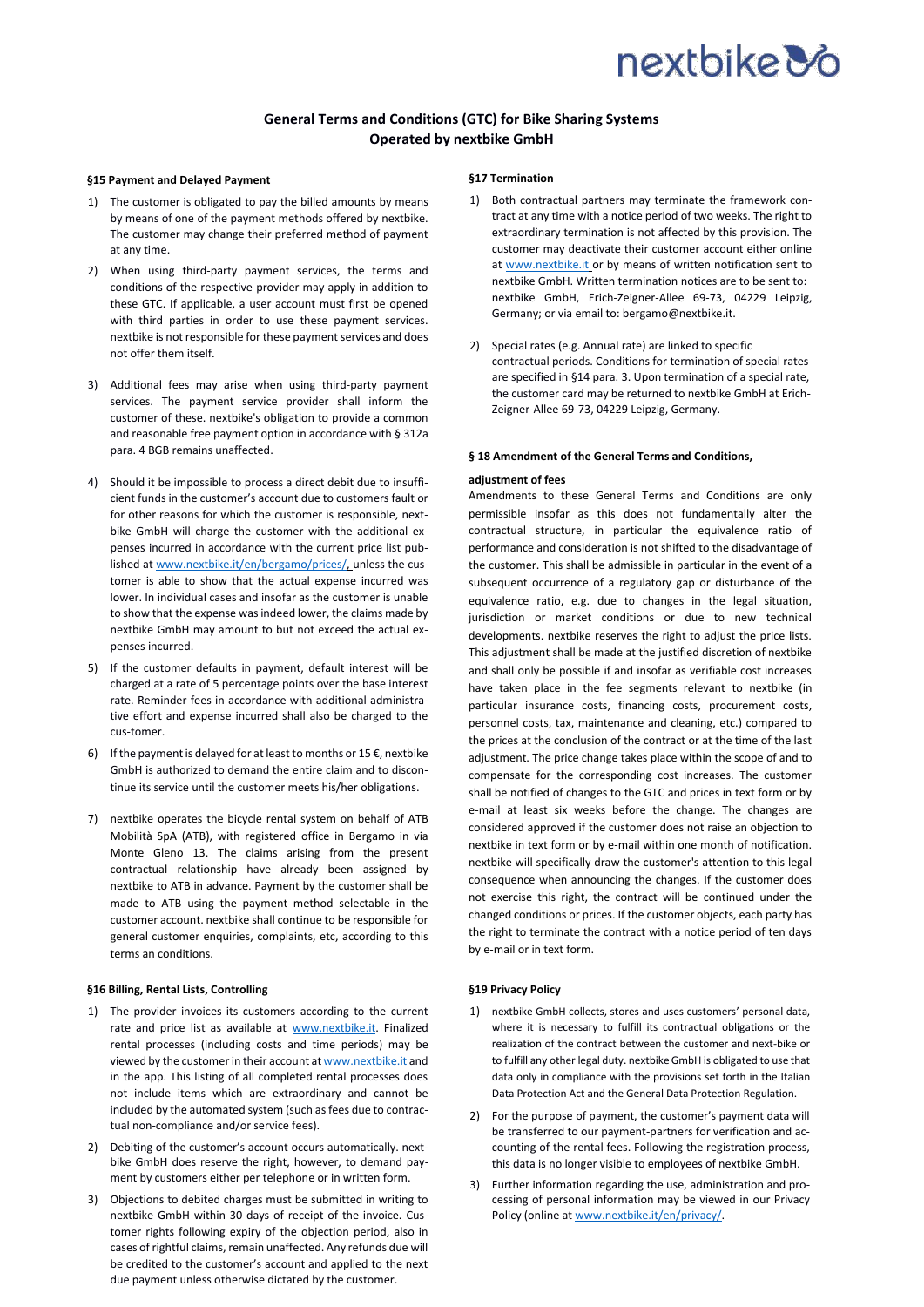# General Terms and Conditions (GTC) for Bike Sharing Systems Operated by nextbike GmbH

### §15 Payment and Delayed Payment

1) The customer is obligated to pay the billed amounts by means by means of one of the payment methods offered by nextbike. The customer may change their preferred method of payment at any time.

2) When using third-party payment services, the terms and conditions of the respective provider may apply in addition to these GTC. If applicable, a user account must first be opened with third parties in order to use these payment services. nextbike is not responsible for these payment services and does not offer them itself.

3) Additional fees may arise when using third-party payment services. The payment service provider shall inform the customer of these. nextbike's obligation to provide a common and reasonable free payment option in accordance with § 312a para. 4 BGB remains unaffected.

4) Should it be impossible to process a direct debit due to insufficient funds in the customer's account due to customers fault or for other reasons for which the customer is responsible, nextbike GmbH will charge the customer with the additional expenses incurred in accordance with the current price list published at www.nextbike.it/en/bergamo/prices/, unless the customer is able to show that the actual expense incurred was lower. In individual cases and insofar as the customer is unable to show that the expense was indeed lower, the claims made by nextbike GmbH may amount to but not exceed the actual expenses incurred.

5) If the customer defaults in payment, default interest will be charged at a rate of 5 percentage points over the base interest rate. Reminder fees in accordance with additional administrative effort and expense incurred shall also be charged to the cus-tomer.

6) If the payment is delayed for at least to months or 15 €, nextbike GmbH is authorized to demand the entire claim and to discontinue its service until the customer meets his/her obligations.

7) nextbike operates the bicycle rental system on behalf of ATB Mobilità SpA (ATB), with registered office in Bergamo in via Monte Gleno 13. The claims arising from the present contractual relationship have already been assigned by nextbike to ATB in advance. Payment by the customer shall be made to ATB using the payment method selectable in the customer account. nextbike shall continue to be responsible for general customer enquiries, complaints, etc, according to this terms an conditions.

### §16 Billing, Rental Lists, Controlling

1) The provider invoices its customers according to the current rate and price list as available at www.nextbike.it. Finalized rental processes (including costs and time periods) may be viewed by the customer in their account at www.nextbike.it and in the app. This listing of all completed rental processes does not include items which are extraordinary and cannot be included by the automated system (such as fees due to contractual non-compliance and/or service fees).

2) Debiting of the customer's account occurs automatically. nextbike GmbH does reserve the right, however, to demand payment by customers either per telephone or in written form.

3) Objections to debited charges must be submitted in writing to nextbike GmbH within 30 days of receipt of the invoice. Customer rights following expiry of the objection period, also in cases of rightful claims, remain unaffected. Any refunds due will be credited to the customer's account and applied to the next due payment unless otherwise dictated by the customer.

### §17 Termination

1) Both contractual partners may terminate the framework contract at any time with a notice period of two weeks. The right to extraordinary termination is not affected by this provision. The customer may deactivate their customer account either online at www.nextbike.it or by means of written notification sent to nextbike GmbH. Written termination notices are to be sent to: nextbike GmbH, Erich-Zeigner-Allee 69-73, 04229 Leipzig, Germany; or via email to: bergamo@nextbike.it.

2) Special rates (e.g. Annual rate) are linked to specific contractual periods. Conditions for termination of special rates are specified in §14 para. 3. Upon termination of a special rate, the customer card may be returned to nextbike GmbH at Erich-Zeigner-Allee 69-73, 04229 Leipzig, Germany.

### § 18 Amendment of the General Terms and Conditions, adjustment of fees

Amendments to these General Terms and Conditions are only permissible insofar as this does not fundamentally alter the contractual structure, in particular the equivalence ratio of performance and consideration is not shifted to the disadvantage of the customer. This shall be admissible in particular in the event of a subsequent occurrence of a regulatory gap or disturbance of the equivalence ratio, e.g. due to changes in the legal situation, jurisdiction or market conditions or due to new technical developments. nextbike reserves the right to adjust the price lists. This adjustment shall be made at the justified discretion of nextbike and shall only be possible if and insofar as verifiable cost increases have taken place in the fee segments relevant to nextbike (in particular insurance costs, financing costs, procurement costs, personnel costs, tax, maintenance and cleaning, etc.) compared to the prices at the conclusion of the contract or at the time of the last adjustment. The price change takes place within the scope of and to compensate for the corresponding cost increases. The customer shall be notified of changes to the GTC and prices in text form or by e-mail at least six weeks before the change. The changes are considered approved if the customer does not raise an objection to nextbike in text form or by e-mail within one month of notification. nextbike will specifically draw the customer's attention to this legal consequence when announcing the changes. If the customer does not exercise this right, the contract will be continued under the changed conditions or prices. If the customer objects, each party has the right to terminate the contract with a notice period of ten days by e-mail or in text form.

### §19 Privacy Policy

1) nextbike GmbH collects, stores and uses customers' personal data, where it is necessary to fulfill its contractual obligations or the realization of the contract between the customer and next-bike or to fulfill any other legal duty. nextbike GmbH is obligated to use that data only in compliance with the provisions set forth in the Italian Data Protection Act and the General Data Protection Regulation.

2) For the purpose of payment, the customer's payment data will be transferred to our payment-partners for verification and accounting of the rental fees. Following the registration process, this data is no longer visible to employees of nextbike GmbH.

3) Further information regarding the use, administration and processing of personal information may be viewed in our Privacy Policy (online at www.nextbike.it/en/privacy/.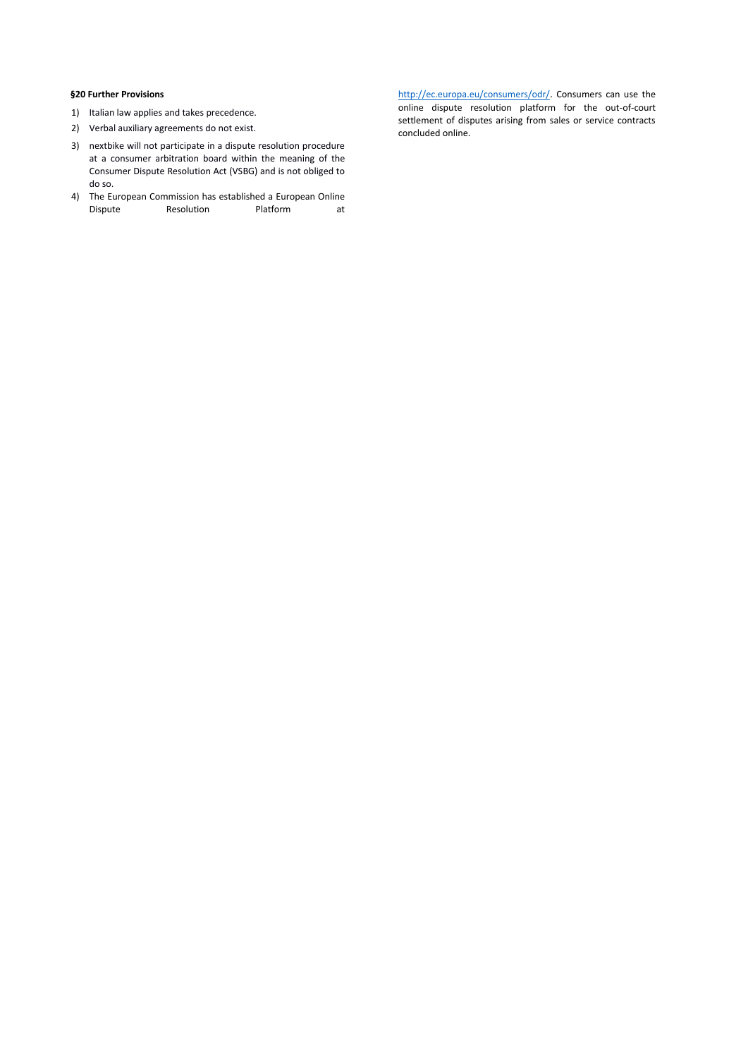### §20 Further Provisions

1) Italian law applies and takes precedence.
2) Verbal auxiliary agreements do not exist.
3) nextbike will not participate in a dispute resolution procedure at a consumer arbitration board within the meaning of the Consumer Dispute Resolution Act (VSBG) and is not obliged to do so.
4) The European Commission has established a European Online Dispute Resolution Platform at http://ec.europa.eu/consumers/odr/. Consumers can use the online dispute resolution platform for the out-of-court settlement of disputes arising from sales or service contracts concluded online.